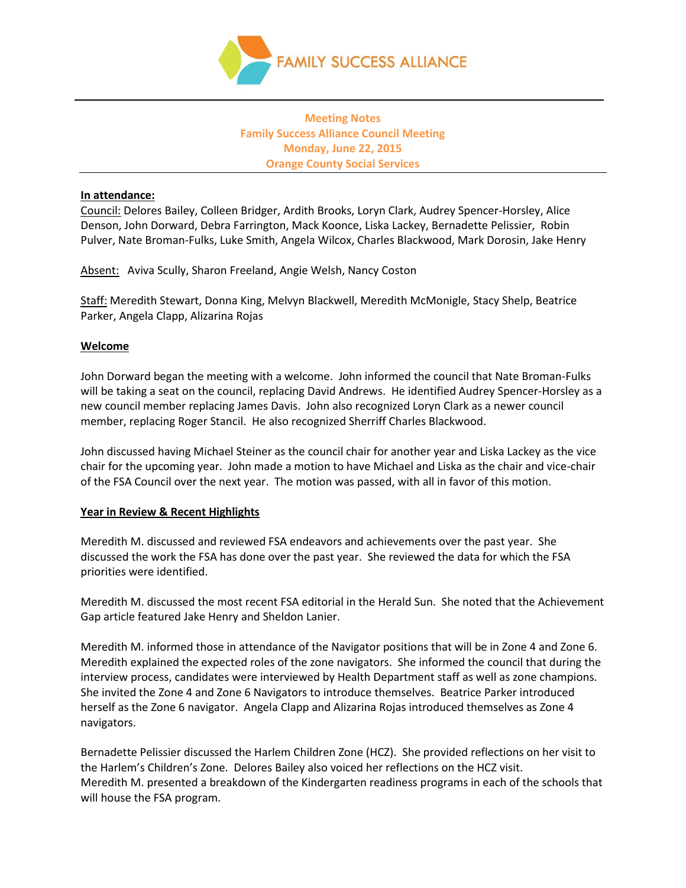FAMILY SUCCESS ALLIANCE

**Meeting Notes**
**Family Success Alliance Council Meeting**
**Monday, June 22, 2015**
**Orange County Social Services**

**In attendance:**

Council: Delores Bailey, Colleen Bridger, Ardith Brooks, Loryn Clark, Audrey Spencer-Horsley, Alice Denson, John Dorward, Debra Farrington, Mack Koonce, Liska Lackey, Bernadette Pelissier, Robin Pulver, Nate Broman-Fulks, Luke Smith, Angela Wilcox, Charles Blackwood, Mark Dorosin, Jake Henry

Absent: Aviva Scully, Sharon Freeland, Angie Welsh, Nancy Coston

Staff: Meredith Stewart, Donna King, Melvyn Blackwell, Meredith McMonigle, Stacy Shelp, Beatrice Parker, Angela Clapp, Alizarina Rojas

**Welcome**

John Dorward began the meeting with a welcome. John informed the council that Nate Broman-Fulks will be taking a seat on the council, replacing David Andrews. He identified Audrey Spencer-Horsley as a new council member replacing James Davis. John also recognized Loryn Clark as a newer council member, replacing Roger Stancil. He also recognized Sherriff Charles Blackwood.

John discussed having Michael Steiner as the council chair for another year and Liska Lackey as the vice chair for the upcoming year. John made a motion to have Michael and Liska as the chair and vice-chair of the FSA Council over the next year. The motion was passed, with all in favor of this motion.

**Year in Review & Recent Highlights**

Meredith M. discussed and reviewed FSA endeavors and achievements over the past year. She discussed the work the FSA has done over the past year. She reviewed the data for which the FSA priorities were identified.

Meredith M. discussed the most recent FSA editorial in the Herald Sun. She noted that the Achievement Gap article featured Jake Henry and Sheldon Lanier.

Meredith M. informed those in attendance of the Navigator positions that will be in Zone 4 and Zone 6. Meredith explained the expected roles of the zone navigators. She informed the council that during the interview process, candidates were interviewed by Health Department staff as well as zone champions. She invited the Zone 4 and Zone 6 Navigators to introduce themselves. Beatrice Parker introduced herself as the Zone 6 navigator. Angela Clapp and Alizarina Rojas introduced themselves as Zone 4 navigators.

Bernadette Pelissier discussed the Harlem Children Zone (HCZ). She provided reflections on her visit to the Harlem's Children's Zone. Delores Bailey also voiced her reflections on the HCZ visit.
Meredith M. presented a breakdown of the Kindergarten readiness programs in each of the schools that will house the FSA program.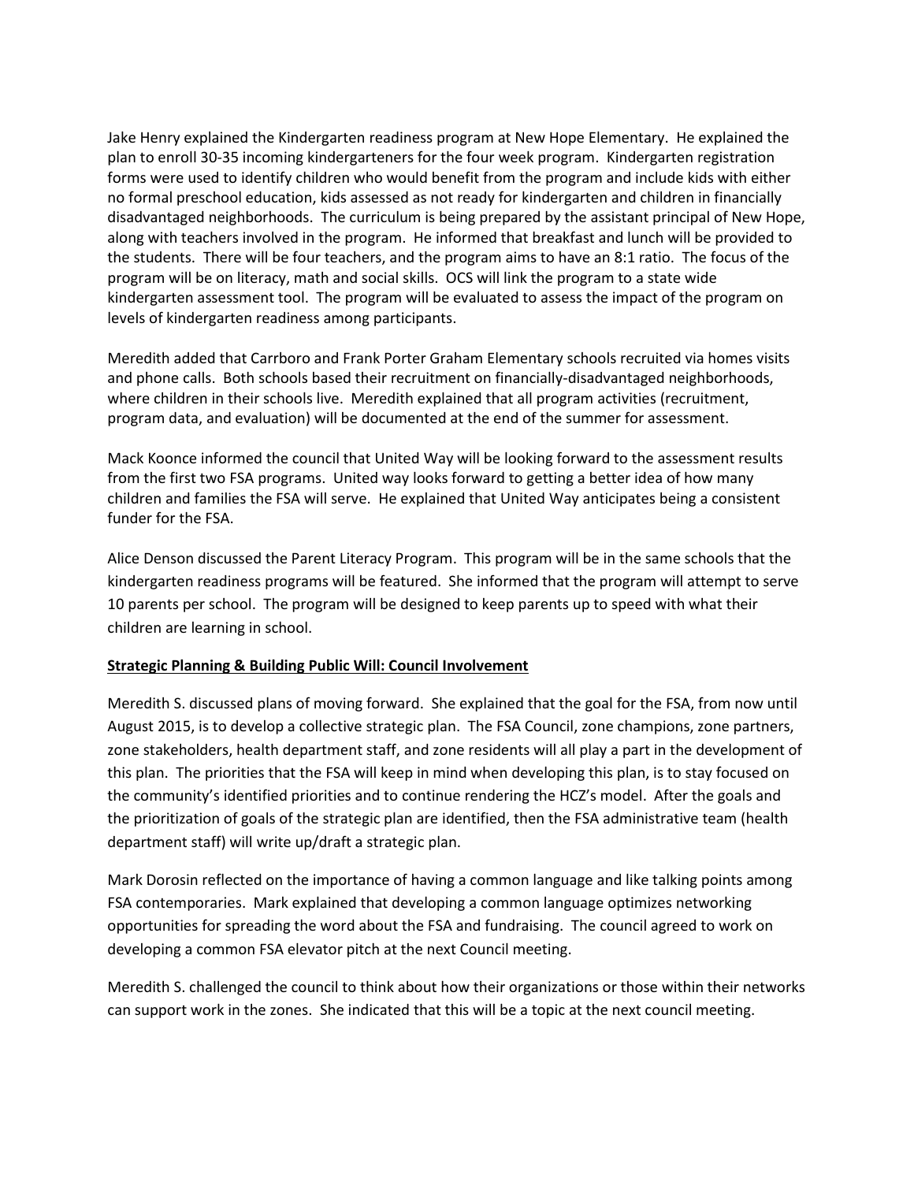Jake Henry explained the Kindergarten readiness program at New Hope Elementary. He explained the plan to enroll 30-35 incoming kindergarteners for the four week program. Kindergarten registration forms were used to identify children who would benefit from the program and include kids with either no formal preschool education, kids assessed as not ready for kindergarten and children in financially disadvantaged neighborhoods. The curriculum is being prepared by the assistant principal of New Hope, along with teachers involved in the program. He informed that breakfast and lunch will be provided to the students. There will be four teachers, and the program aims to have an 8:1 ratio. The focus of the program will be on literacy, math and social skills. OCS will link the program to a state wide kindergarten assessment tool. The program will be evaluated to assess the impact of the program on levels of kindergarten readiness among participants.

Meredith added that Carrboro and Frank Porter Graham Elementary schools recruited via homes visits and phone calls. Both schools based their recruitment on financially-disadvantaged neighborhoods, where children in their schools live. Meredith explained that all program activities (recruitment, program data, and evaluation) will be documented at the end of the summer for assessment.

Mack Koonce informed the council that United Way will be looking forward to the assessment results from the first two FSA programs. United way looks forward to getting a better idea of how many children and families the FSA will serve. He explained that United Way anticipates being a consistent funder for the FSA.

Alice Denson discussed the Parent Literacy Program. This program will be in the same schools that the kindergarten readiness programs will be featured. She informed that the program will attempt to serve 10 parents per school. The program will be designed to keep parents up to speed with what their children are learning in school.

**Strategic Planning & Building Public Will: Council Involvement**

Meredith S. discussed plans of moving forward. She explained that the goal for the FSA, from now until August 2015, is to develop a collective strategic plan. The FSA Council, zone champions, zone partners, zone stakeholders, health department staff, and zone residents will all play a part in the development of this plan. The priorities that the FSA will keep in mind when developing this plan, is to stay focused on the community's identified priorities and to continue rendering the HCZ's model. After the goals and the prioritization of goals of the strategic plan are identified, then the FSA administrative team (health department staff) will write up/draft a strategic plan.

Mark Dorosin reflected on the importance of having a common language and like talking points among FSA contemporaries. Mark explained that developing a common language optimizes networking opportunities for spreading the word about the FSA and fundraising. The council agreed to work on developing a common FSA elevator pitch at the next Council meeting.

Meredith S. challenged the council to think about how their organizations or those within their networks can support work in the zones. She indicated that this will be a topic at the next council meeting.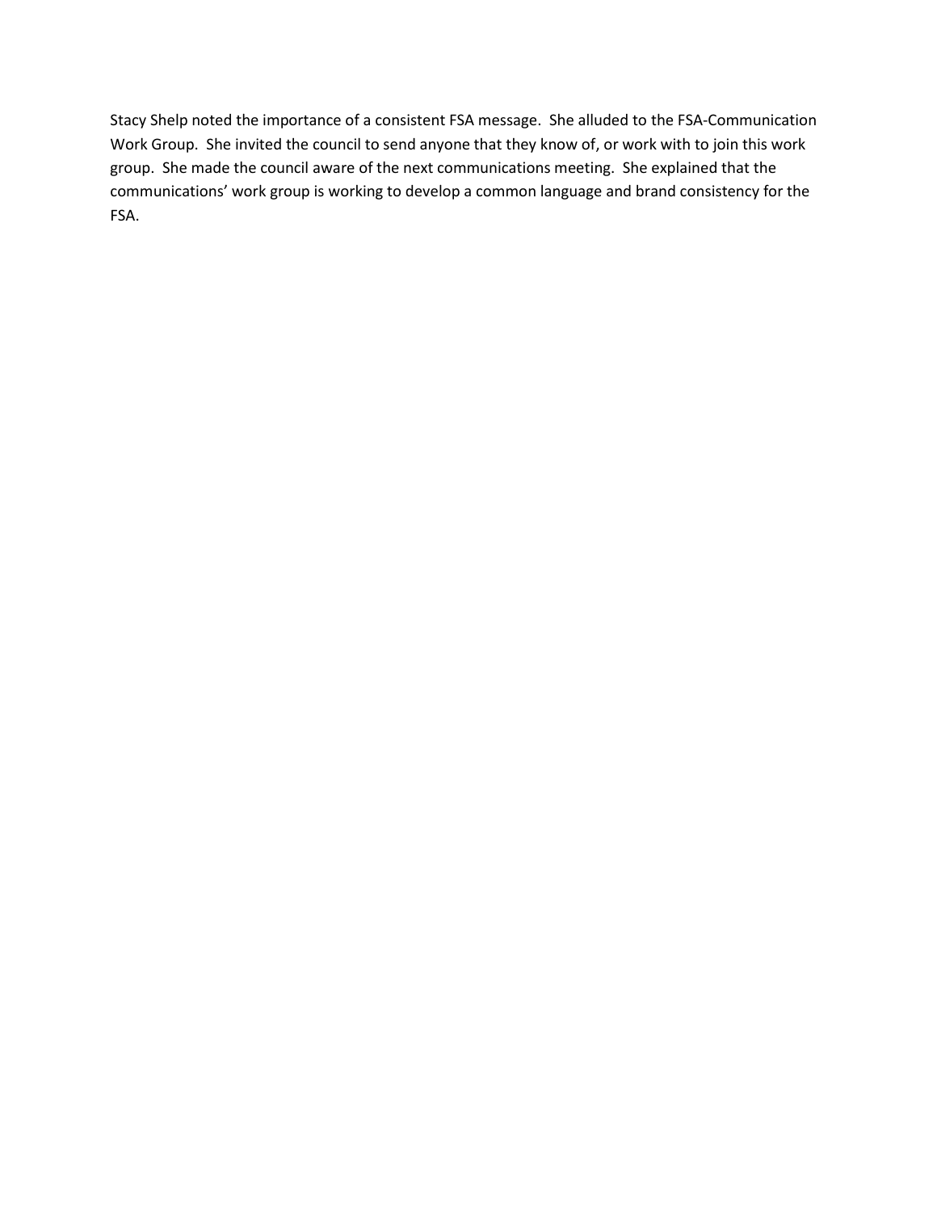Stacy Shelp noted the importance of a consistent FSA message. She alluded to the FSA-Communication Work Group. She invited the council to send anyone that they know of, or work with to join this work group. She made the council aware of the next communications meeting. She explained that the communications' work group is working to develop a common language and brand consistency for the FSA.